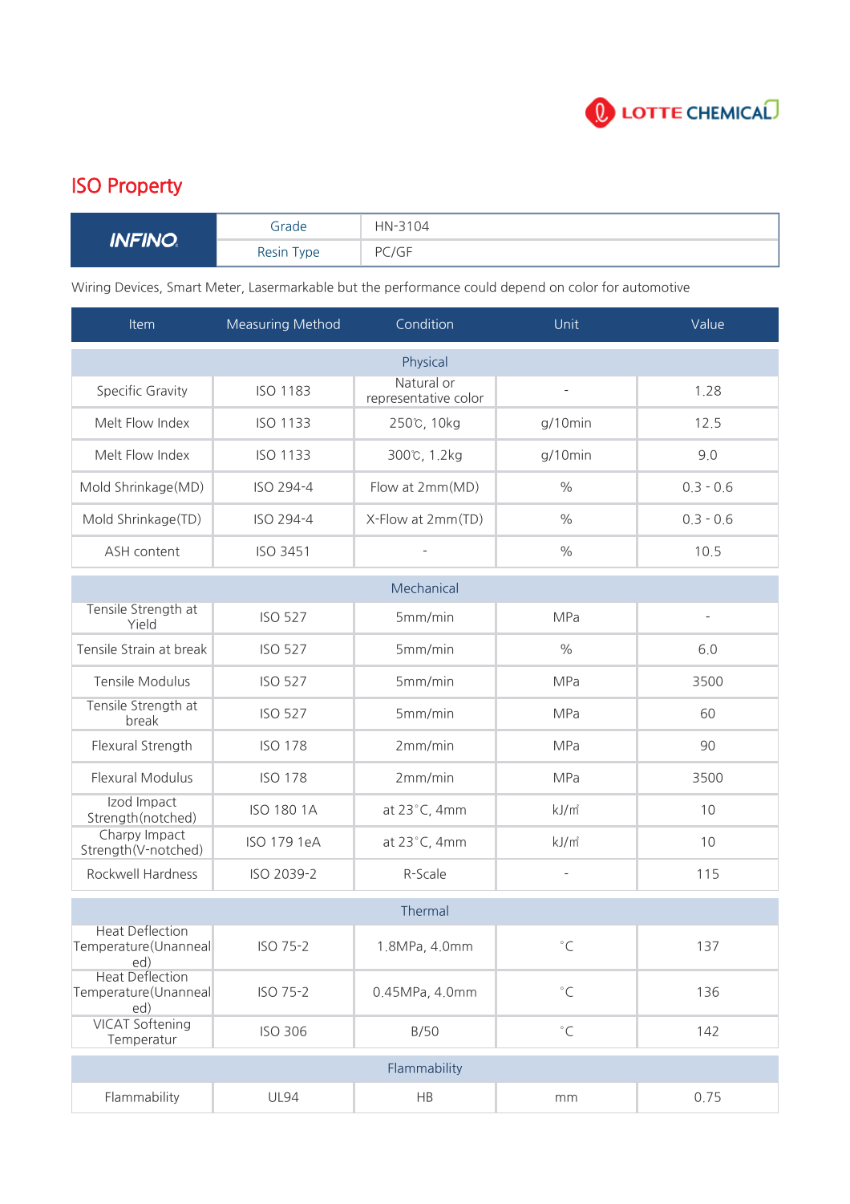LOTTE CHEMICAL

# ISO Property

| INFINO | Grade | HN-3104 |
|---|---|---|
| | Resin Type | PC/GF |

Wiring Devices, Smart Meter, Lasermarkable but the performance could depend on color for automotive

| Item | Measuring Method | Condition | Unit | Value |
|---|---|---|---|---|
| **Physical** | | | | |
| Specific Gravity | ISO 1183 | Natural or representative color | - | 1.28 |
| Melt Flow Index | ISO 1133 | 250℃, 10kg | g/10min | 12.5 |
| Melt Flow Index | ISO 1133 | 300℃, 1.2kg | g/10min | 9.0 |
| Mold Shrinkage(MD) | ISO 294-4 | Flow at 2mm(MD) | % | 0.3 - 0.6 |
| Mold Shrinkage(TD) | ISO 294-4 | X-Flow at 2mm(TD) | % | 0.3 - 0.6 |
| ASH content | ISO 3451 | - | % | 10.5 |
| **Mechanical** | | | | |
| Tensile Strength at Yield | ISO 527 | 5mm/min | MPa | - |
| Tensile Strain at break | ISO 527 | 5mm/min | % | 6.0 |
| Tensile Modulus | ISO 527 | 5mm/min | MPa | 3500 |
| Tensile Strength at break | ISO 527 | 5mm/min | MPa | 60 |
| Flexural Strength | ISO 178 | 2mm/min | MPa | 90 |
| Flexural Modulus | ISO 178 | 2mm/min | MPa | 3500 |
| Izod Impact Strength(notched) | ISO 180 1A | at 23˚C, 4mm | kJ/㎡ | 10 |
| Charpy Impact Strength(V-notched) | ISO 179 1eA | at 23˚C, 4mm | kJ/㎡ | 10 |
| Rockwell Hardness | ISO 2039-2 | R-Scale | - | 115 |
| **Thermal** | | | | |
| Heat Deflection Temperature(Unannealed) | ISO 75-2 | 1.8MPa, 4.0mm | ˚C | 137 |
| Heat Deflection Temperature(Unannealed) | ISO 75-2 | 0.45MPa, 4.0mm | ˚C | 136 |
| VICAT Softening Temperatur | ISO 306 | B/50 | ˚C | 142 |
| **Flammability** | | | | |
| Flammability | UL94 | HB | mm | 0.75 |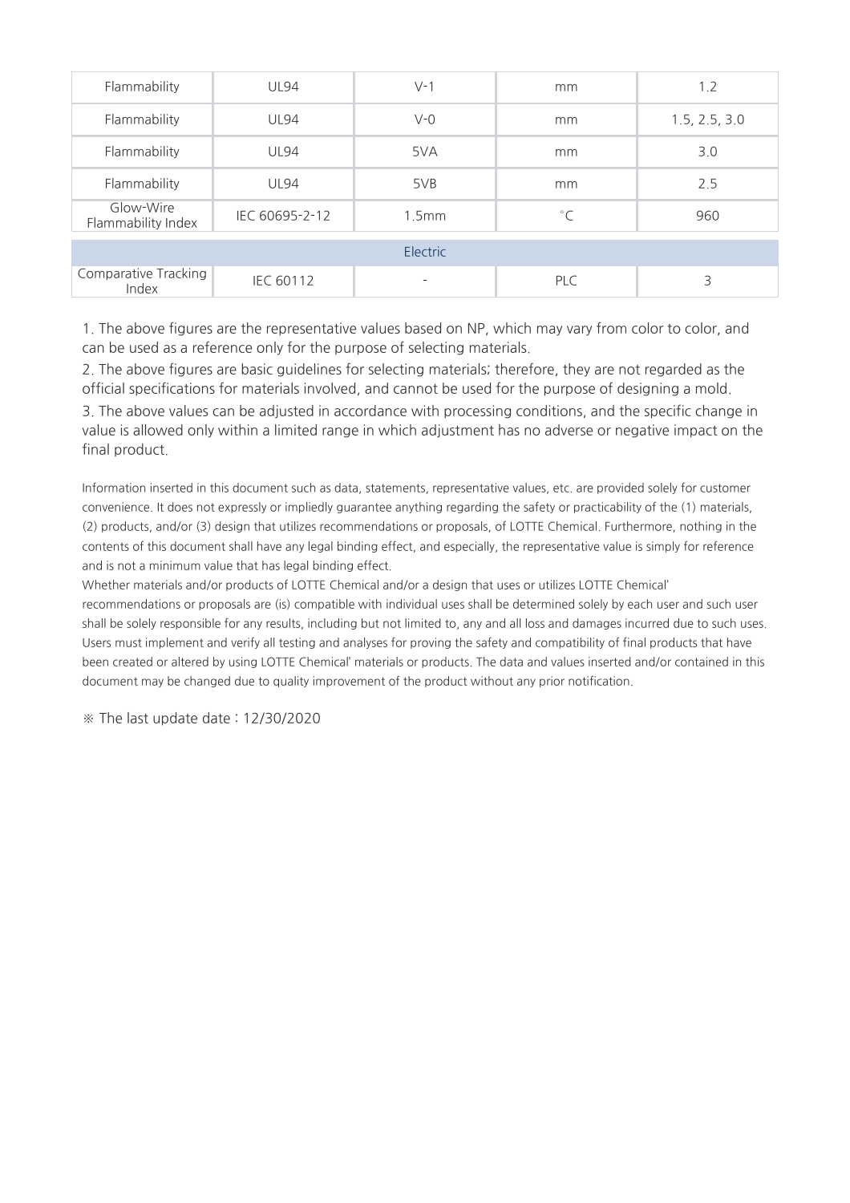| | | | | |
|---|---|---|---|---|
| Flammability | UL94 | V-1 | mm | 1.2 |
| Flammability | UL94 | V-0 | mm | 1.5, 2.5, 3.0 |
| Flammability | UL94 | 5VA | mm | 3.0 |
| Flammability | UL94 | 5VB | mm | 2.5 |
| Glow-Wire Flammability Index | IEC 60695-2-12 | 1.5mm | °C | 960 |
| Electric | | | | |
| Comparative Tracking Index | IEC 60112 | - | PLC | 3 |

1. The above figures are the representative values based on NP, which may vary from color to color, and can be used as a reference only for the purpose of selecting materials.
2. The above figures are basic guidelines for selecting materials; therefore, they are not regarded as the official specifications for materials involved, and cannot be used for the purpose of designing a mold.
3. The above values can be adjusted in accordance with processing conditions, and the specific change in value is allowed only within a limited range in which adjustment has no adverse or negative impact on the final product.

Information inserted in this document such as data, statements, representative values, etc. are provided solely for customer convenience. It does not expressly or impliedly guarantee anything regarding the safety or practicability of the (1) materials, (2) products, and/or (3) design that utilizes recommendations or proposals, of LOTTE Chemical. Furthermore, nothing in the contents of this document shall have any legal binding effect, and especially, the representative value is simply for reference and is not a minimum value that has legal binding effect.
Whether materials and/or products of LOTTE Chemical and/or a design that uses or utilizes LOTTE Chemical' recommendations or proposals are (is) compatible with individual uses shall be determined solely by each user and such user shall be solely responsible for any results, including but not limited to, any and all loss and damages incurred due to such uses. Users must implement and verify all testing and analyses for proving the safety and compatibility of final products that have been created or altered by using LOTTE Chemical' materials or products. The data and values inserted and/or contained in this document may be changed due to quality improvement of the product without any prior notification.

※ The last update date : 12/30/2020